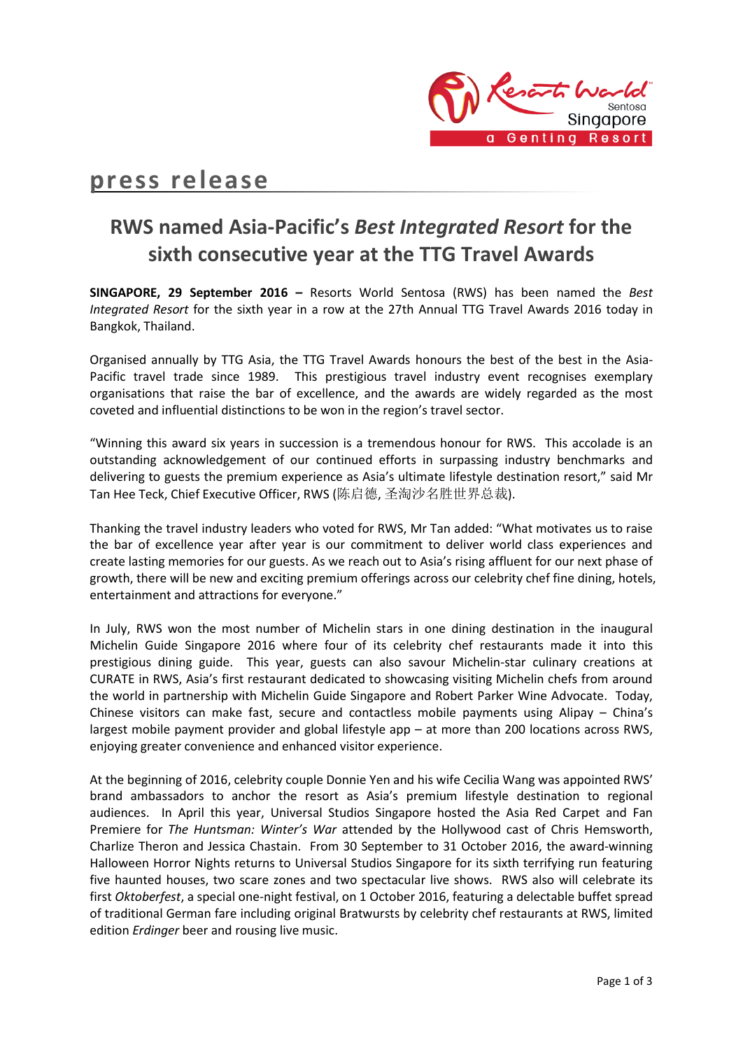press release

# RWS named Asia-Pacific's *Best Integrated Resort* for the sixth consecutive year at the TTG Travel Awards

**SINGAPORE, 29 September 2016 –** Resorts World Sentosa (RWS) has been named the *Best Integrated Resort* for the sixth year in a row at the 27th Annual TTG Travel Awards 2016 today in Bangkok, Thailand.

Organised annually by TTG Asia, the TTG Travel Awards honours the best of the best in the Asia-Pacific travel trade since 1989. This prestigious travel industry event recognises exemplary organisations that raise the bar of excellence, and the awards are widely regarded as the most coveted and influential distinctions to be won in the region's travel sector.

"Winning this award six years in succession is a tremendous honour for RWS. This accolade is an outstanding acknowledgement of our continued efforts in surpassing industry benchmarks and delivering to guests the premium experience as Asia's ultimate lifestyle destination resort," said Mr Tan Hee Teck, Chief Executive Officer, RWS (陈启德, 圣淘沙名胜世界总裁).

Thanking the travel industry leaders who voted for RWS, Mr Tan added: "What motivates us to raise the bar of excellence year after year is our commitment to deliver world class experiences and create lasting memories for our guests. As we reach out to Asia's rising affluent for our next phase of growth, there will be new and exciting premium offerings across our celebrity chef fine dining, hotels, entertainment and attractions for everyone."

In July, RWS won the most number of Michelin stars in one dining destination in the inaugural Michelin Guide Singapore 2016 where four of its celebrity chef restaurants made it into this prestigious dining guide. This year, guests can also savour Michelin-star culinary creations at CURATE in RWS, Asia's first restaurant dedicated to showcasing visiting Michelin chefs from around the world in partnership with Michelin Guide Singapore and Robert Parker Wine Advocate. Today, Chinese visitors can make fast, secure and contactless mobile payments using Alipay – China's largest mobile payment provider and global lifestyle app – at more than 200 locations across RWS, enjoying greater convenience and enhanced visitor experience.

At the beginning of 2016, celebrity couple Donnie Yen and his wife Cecilia Wang was appointed RWS' brand ambassadors to anchor the resort as Asia's premium lifestyle destination to regional audiences. In April this year, Universal Studios Singapore hosted the Asia Red Carpet and Fan Premiere for *The Huntsman: Winter's War* attended by the Hollywood cast of Chris Hemsworth, Charlize Theron and Jessica Chastain. From 30 September to 31 October 2016, the award-winning Halloween Horror Nights returns to Universal Studios Singapore for its sixth terrifying run featuring five haunted houses, two scare zones and two spectacular live shows. RWS also will celebrate its first *Oktoberfest*, a special one-night festival, on 1 October 2016, featuring a delectable buffet spread of traditional German fare including original Bratwursts by celebrity chef restaurants at RWS, limited edition *Erdinger* beer and rousing live music.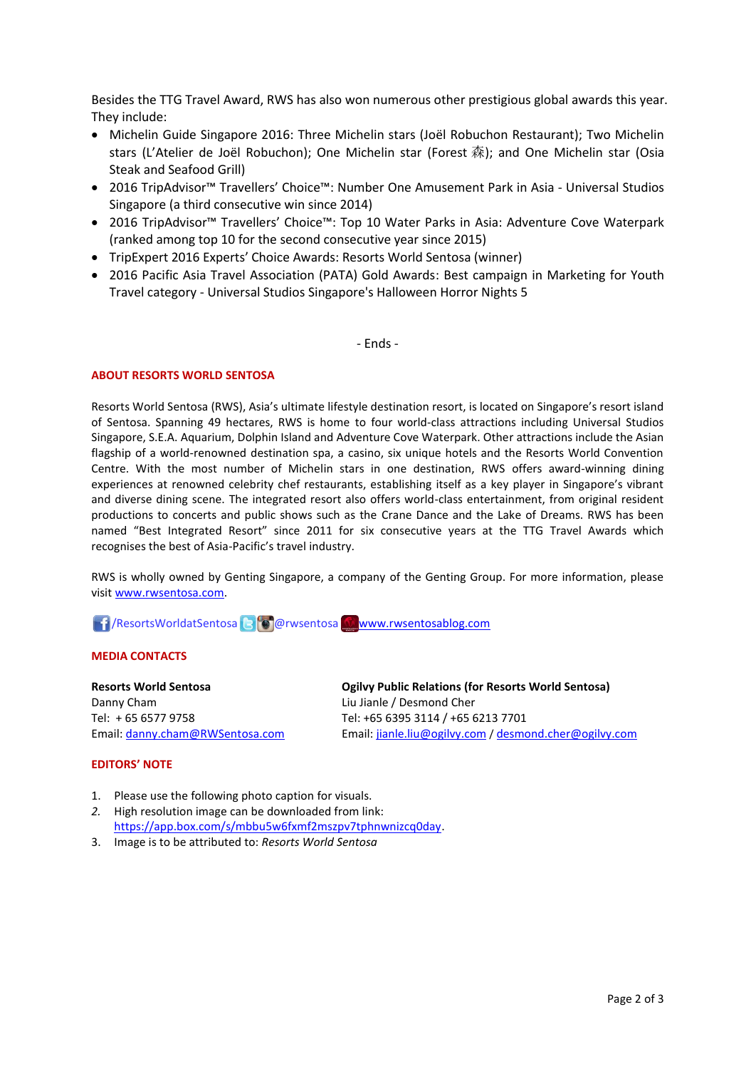Besides the TTG Travel Award, RWS has also won numerous other prestigious global awards this year. They include:

- Michelin Guide Singapore 2016: Three Michelin stars (Joël Robuchon Restaurant); Two Michelin stars (L'Atelier de Joël Robuchon); One Michelin star (Forest 森); and One Michelin star (Osia Steak and Seafood Grill)
- 2016 TripAdvisor™ Travellers' Choice™: Number One Amusement Park in Asia - Universal Studios Singapore (a third consecutive win since 2014)
- 2016 TripAdvisor™ Travellers' Choice™: Top 10 Water Parks in Asia: Adventure Cove Waterpark (ranked among top 10 for the second consecutive year since 2015)
- TripExpert 2016 Experts' Choice Awards: Resorts World Sentosa (winner)
- 2016 Pacific Asia Travel Association (PATA) Gold Awards: Best campaign in Marketing for Youth Travel category - Universal Studios Singapore's Halloween Horror Nights 5

- Ends -

## ABOUT RESORTS WORLD SENTOSA

Resorts World Sentosa (RWS), Asia's ultimate lifestyle destination resort, is located on Singapore's resort island of Sentosa. Spanning 49 hectares, RWS is home to four world-class attractions including Universal Studios Singapore, S.E.A. Aquarium, Dolphin Island and Adventure Cove Waterpark. Other attractions include the Asian flagship of a world-renowned destination spa, a casino, six unique hotels and the Resorts World Convention Centre. With the most number of Michelin stars in one destination, RWS offers award-winning dining experiences at renowned celebrity chef restaurants, establishing itself as a key player in Singapore's vibrant and diverse dining scene. The integrated resort also offers world-class entertainment, from original resident productions to concerts and public shows such as the Crane Dance and the Lake of Dreams. RWS has been named "Best Integrated Resort" since 2011 for six consecutive years at the TTG Travel Awards which recognises the best of Asia-Pacific's travel industry.

RWS is wholly owned by Genting Singapore, a company of the Genting Group. For more information, please visit www.rwsentosa.com.

/ResortsWorldatSentosa @rwsentosa www.rwsentosablog.com

## MEDIA CONTACTS

**Resorts World Sentosa**
Danny Cham
Tel: + 65 6577 9758
Email: danny.cham@RWSentosa.com

**Ogilvy Public Relations (for Resorts World Sentosa)**
Liu Jianle / Desmond Cher
Tel: +65 6395 3114 / +65 6213 7701
Email: jianle.liu@ogilvy.com / desmond.cher@ogilvy.com

## EDITORS' NOTE

1. Please use the following photo caption for visuals.
2. High resolution image can be downloaded from link: https://app.box.com/s/mbbu5w6fxmf2mszpv7tphnwnizcq0day.
3. Image is to be attributed to: *Resorts World Sentosa*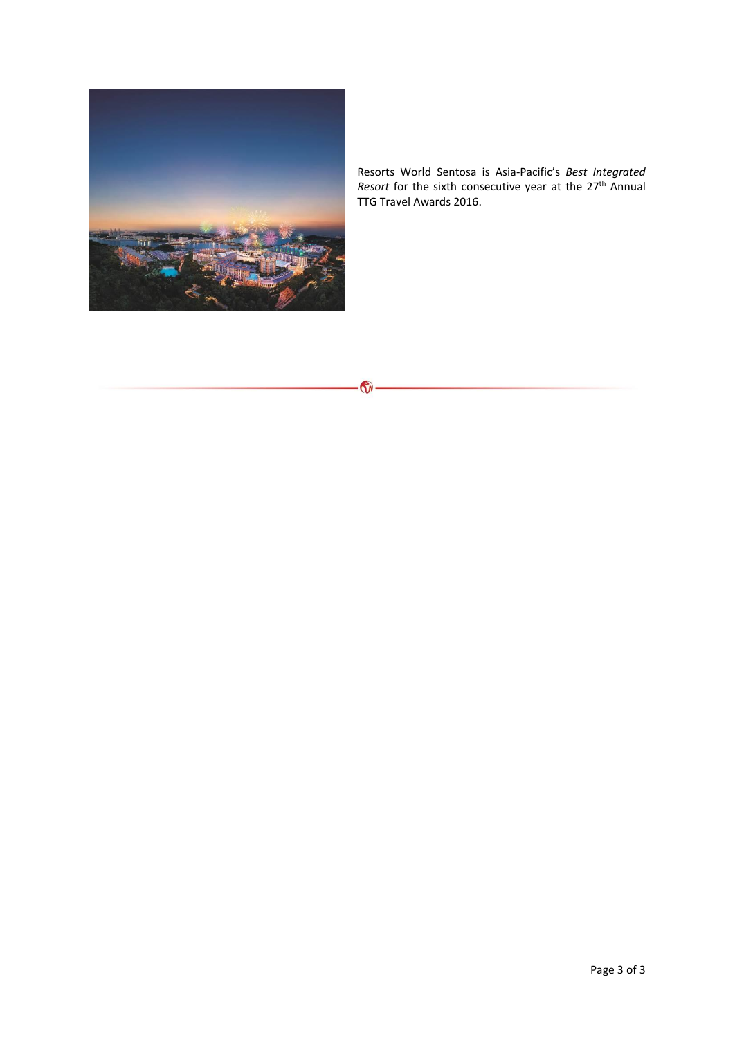Resorts World Sentosa is Asia-Pacific's *Best Integrated Resort* for the sixth consecutive year at the 27th Annual TTG Travel Awards 2016.